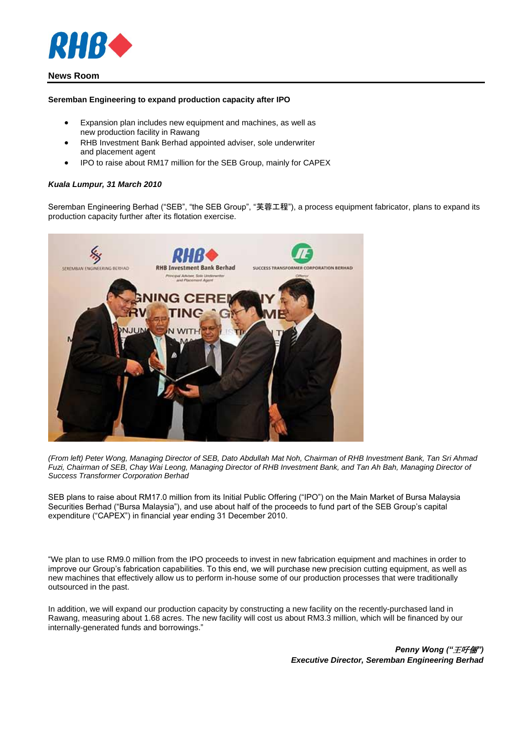**News Room**

### Seremban Engineering to expand production capacity after IPO

- Expansion plan includes new equipment and machines, as well as new production facility in Rawang
- RHB Investment Bank Berhad appointed adviser, sole underwriter and placement agent
- IPO to raise about RM17 million for the SEB Group, mainly for CAPEX

***Kuala Lumpur, 31 March 2010***

Seremban Engineering Berhad ("SEB", "the SEB Group", "芙蓉工程"), a process equipment fabricator, plans to expand its production capacity further after its flotation exercise.

*(From left) Peter Wong, Managing Director of SEB, Dato Abdullah Mat Noh, Chairman of RHB Investment Bank, Tan Sri Ahmad Fuzi, Chairman of SEB, Chay Wai Leong, Managing Director of RHB Investment Bank, and Tan Ah Bah, Managing Director of Success Transformer Corporation Berhad*

SEB plans to raise about RM17.0 million from its Initial Public Offering ("IPO") on the Main Market of Bursa Malaysia Securities Berhad ("Bursa Malaysia"), and use about half of the proceeds to fund part of the SEB Group's capital expenditure ("CAPEX") in financial year ending 31 December 2010.

"We plan to use RM9.0 million from the IPO proceeds to invest in new fabrication equipment and machines in order to improve our Group's fabrication capabilities. To this end, we will purchase new precision cutting equipment, as well as new machines that effectively allow us to perform in-house some of our production processes that were traditionally outsourced in the past.

In addition, we will expand our production capacity by constructing a new facility on the recently-purchased land in Rawang, measuring about 1.68 acres. The new facility will cost us about RM3.3 million, which will be financed by our internally-generated funds and borrowings."

***Penny Wong ("王吁俪")***
***Executive Director, Seremban Engineering Berhad***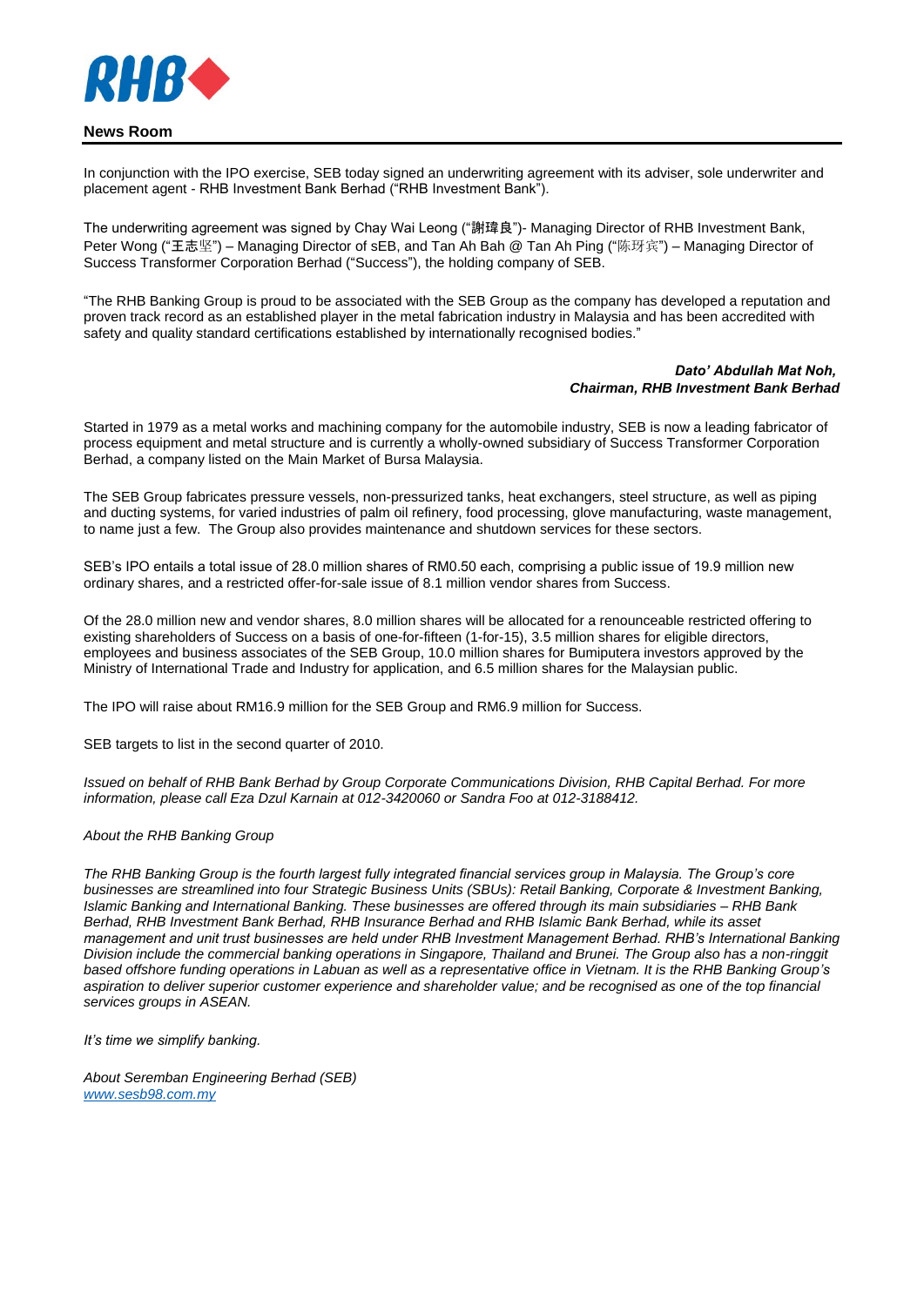**News Room**

In conjunction with the IPO exercise, SEB today signed an underwriting agreement with its adviser, sole underwriter and placement agent - RHB Investment Bank Berhad ("RHB Investment Bank").

The underwriting agreement was signed by Chay Wai Leong ("謝瑋良")- Managing Director of RHB Investment Bank, Peter Wong ("王志坚") – Managing Director of sEB, and Tan Ah Bah @ Tan Ah Ping ("陈玡宾") – Managing Director of Success Transformer Corporation Berhad ("Success"), the holding company of SEB.

"The RHB Banking Group is proud to be associated with the SEB Group as the company has developed a reputation and proven track record as an established player in the metal fabrication industry in Malaysia and has been accredited with safety and quality standard certifications established by internationally recognised bodies."

***Dato' Abdullah Mat Noh,***
***Chairman, RHB Investment Bank Berhad***

Started in 1979 as a metal works and machining company for the automobile industry, SEB is now a leading fabricator of process equipment and metal structure and is currently a wholly-owned subsidiary of Success Transformer Corporation Berhad, a company listed on the Main Market of Bursa Malaysia.

The SEB Group fabricates pressure vessels, non-pressurized tanks, heat exchangers, steel structure, as well as piping and ducting systems, for varied industries of palm oil refinery, food processing, glove manufacturing, waste management, to name just a few. The Group also provides maintenance and shutdown services for these sectors.

SEB's IPO entails a total issue of 28.0 million shares of RM0.50 each, comprising a public issue of 19.9 million new ordinary shares, and a restricted offer-for-sale issue of 8.1 million vendor shares from Success.

Of the 28.0 million new and vendor shares, 8.0 million shares will be allocated for a renounceable restricted offering to existing shareholders of Success on a basis of one-for-fifteen (1-for-15), 3.5 million shares for eligible directors, employees and business associates of the SEB Group, 10.0 million shares for Bumiputera investors approved by the Ministry of International Trade and Industry for application, and 6.5 million shares for the Malaysian public.

The IPO will raise about RM16.9 million for the SEB Group and RM6.9 million for Success.

SEB targets to list in the second quarter of 2010.

*Issued on behalf of RHB Bank Berhad by Group Corporate Communications Division, RHB Capital Berhad. For more information, please call Eza Dzul Karnain at 012-3420060 or Sandra Foo at 012-3188412.*

*About the RHB Banking Group*

*The RHB Banking Group is the fourth largest fully integrated financial services group in Malaysia. The Group's core businesses are streamlined into four Strategic Business Units (SBUs): Retail Banking, Corporate & Investment Banking, Islamic Banking and International Banking. These businesses are offered through its main subsidiaries – RHB Bank Berhad, RHB Investment Bank Berhad, RHB Insurance Berhad and RHB Islamic Bank Berhad, while its asset management and unit trust businesses are held under RHB Investment Management Berhad. RHB's International Banking Division include the commercial banking operations in Singapore, Thailand and Brunei. The Group also has a non-ringgit based offshore funding operations in Labuan as well as a representative office in Vietnam. It is the RHB Banking Group's aspiration to deliver superior customer experience and shareholder value; and be recognised as one of the top financial services groups in ASEAN.*

*It's time we simplify banking.*

*About Seremban Engineering Berhad (SEB)*
*www.sesb98.com.my*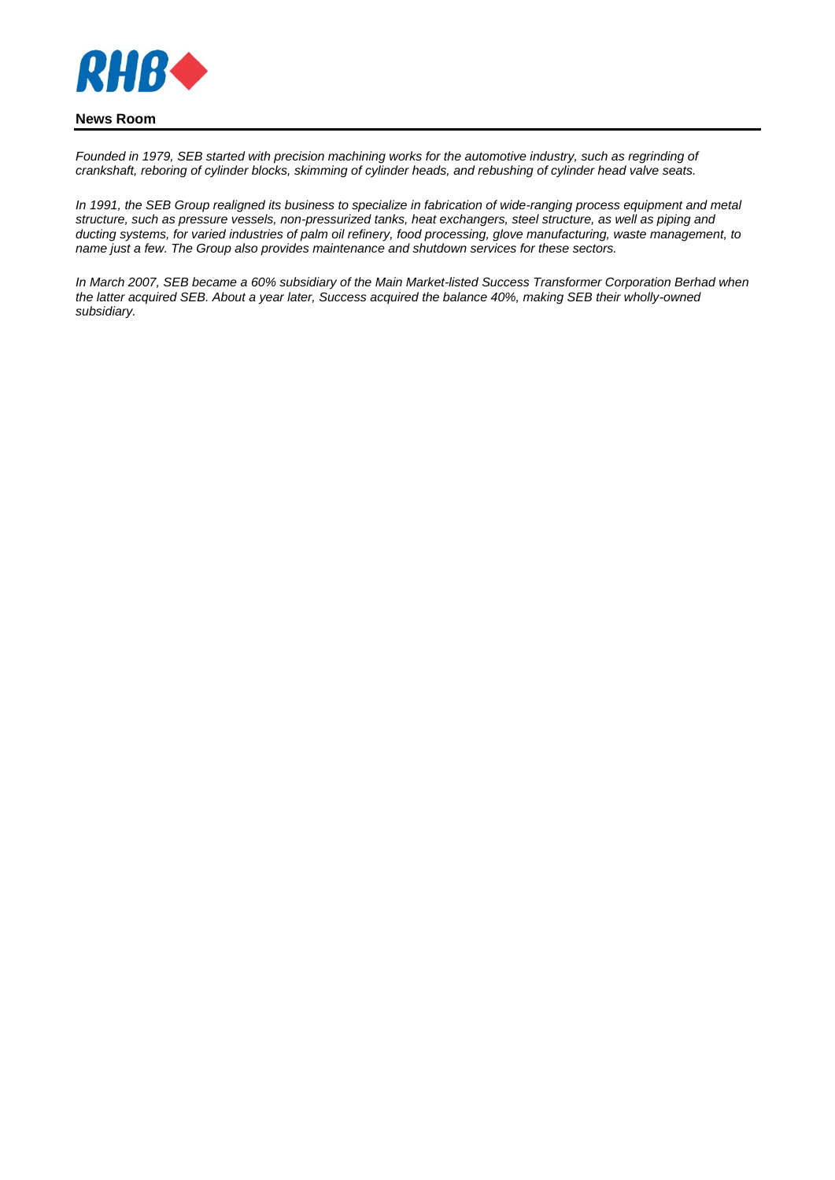*Founded in 1979, SEB started with precision machining works for the automotive industry, such as regrinding of crankshaft, reboring of cylinder blocks, skimming of cylinder heads, and rebushing of cylinder head valve seats.*

*In 1991, the SEB Group realigned its business to specialize in fabrication of wide-ranging process equipment and metal structure, such as pressure vessels, non-pressurized tanks, heat exchangers, steel structure, as well as piping and ducting systems, for varied industries of palm oil refinery, food processing, glove manufacturing, waste management, to name just a few. The Group also provides maintenance and shutdown services for these sectors.*

*In March 2007, SEB became a 60% subsidiary of the Main Market-listed Success Transformer Corporation Berhad when the latter acquired SEB. About a year later, Success acquired the balance 40%, making SEB their wholly-owned subsidiary.*